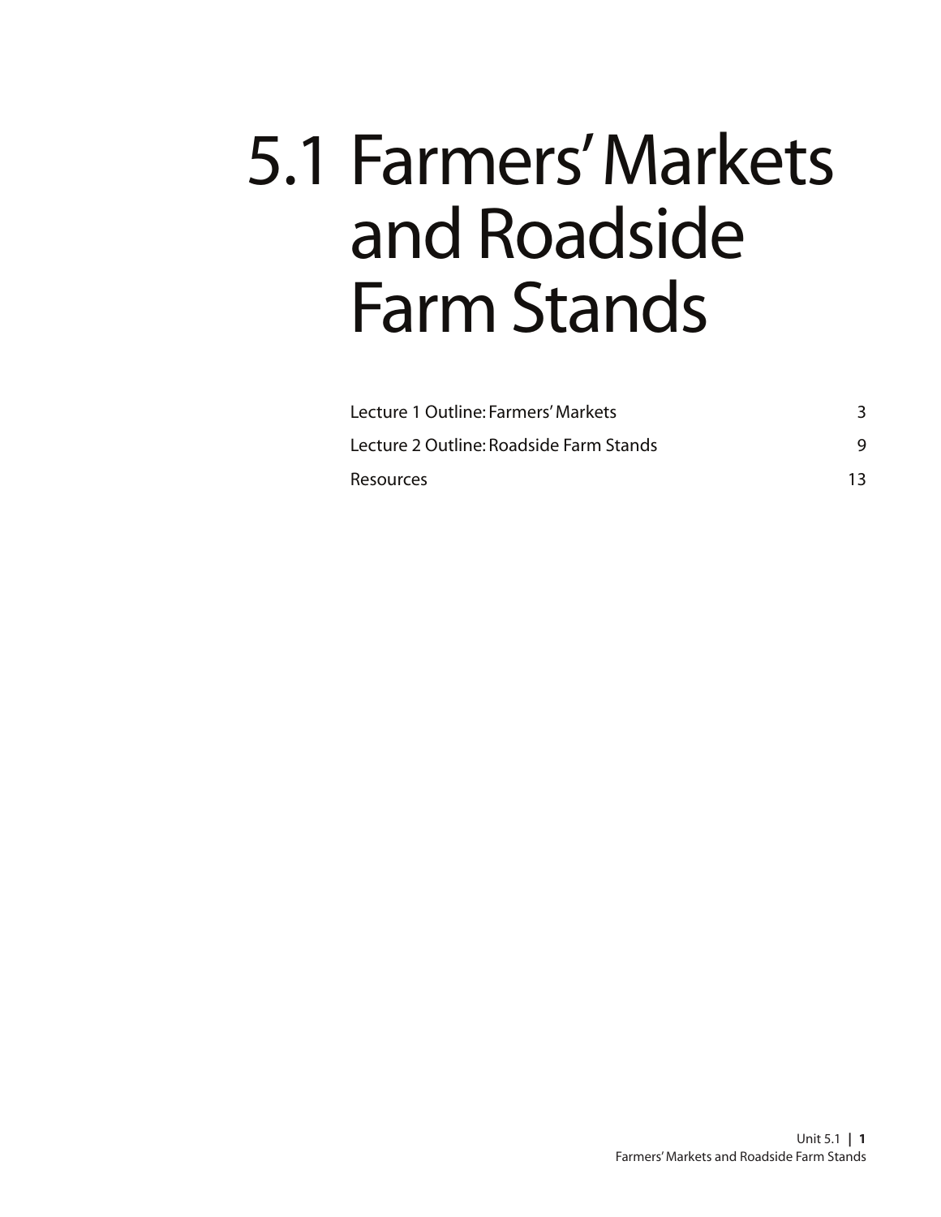# 5.1 Farmers' Markets and Roadside Farm Stands

| | |
|---|---|
| Lecture 1 Outline: Farmers' Markets | 3 |
| Lecture 2 Outline: Roadside Farm Stands | 9 |
| Resources | 13 |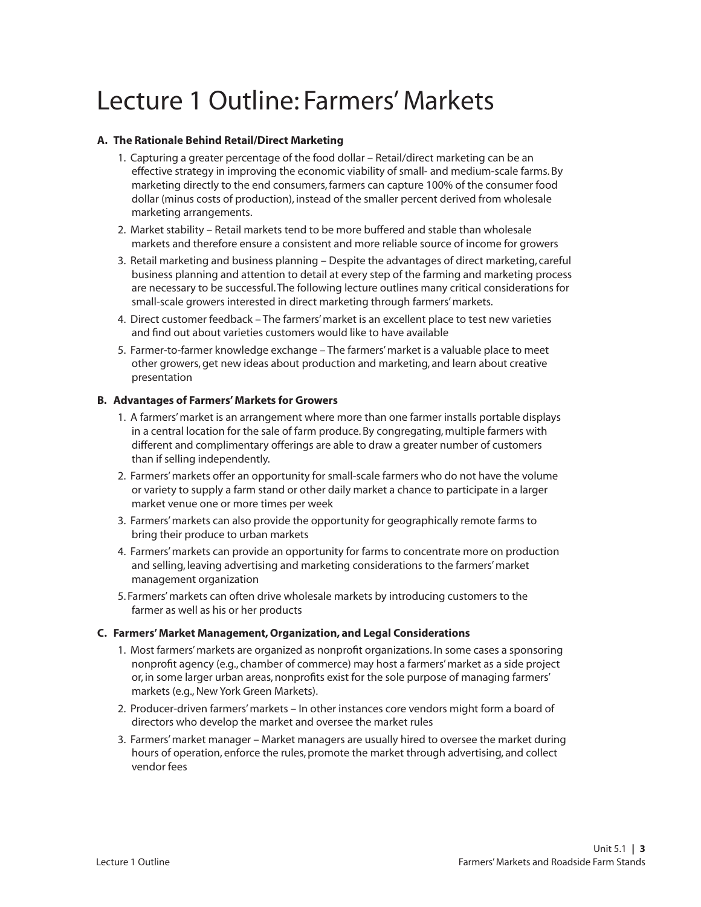# Lecture 1 Outline: Farmers' Markets

**A. The Rationale Behind Retail/Direct Marketing**

1. Capturing a greater percentage of the food dollar – Retail/direct marketing can be an effective strategy in improving the economic viability of small- and medium-scale farms. By marketing directly to the end consumers, farmers can capture 100% of the consumer food dollar (minus costs of production), instead of the smaller percent derived from wholesale marketing arrangements.
2. Market stability – Retail markets tend to be more buffered and stable than wholesale markets and therefore ensure a consistent and more reliable source of income for growers
3. Retail marketing and business planning – Despite the advantages of direct marketing, careful business planning and attention to detail at every step of the farming and marketing process are necessary to be successful. The following lecture outlines many critical considerations for small-scale growers interested in direct marketing through farmers' markets.
4. Direct customer feedback – The farmers' market is an excellent place to test new varieties and find out about varieties customers would like to have available
5. Farmer-to-farmer knowledge exchange – The farmers' market is a valuable place to meet other growers, get new ideas about production and marketing, and learn about creative presentation

**B. Advantages of Farmers' Markets for Growers**

1. A farmers' market is an arrangement where more than one farmer installs portable displays in a central location for the sale of farm produce. By congregating, multiple farmers with different and complimentary offerings are able to draw a greater number of customers than if selling independently.
2. Farmers' markets offer an opportunity for small-scale farmers who do not have the volume or variety to supply a farm stand or other daily market a chance to participate in a larger market venue one or more times per week
3. Farmers' markets can also provide the opportunity for geographically remote farms to bring their produce to urban markets
4. Farmers' markets can provide an opportunity for farms to concentrate more on production and selling, leaving advertising and marketing considerations to the farmers' market management organization
5. Farmers' markets can often drive wholesale markets by introducing customers to the farmer as well as his or her products

**C. Farmers' Market Management, Organization, and Legal Considerations**

1. Most farmers' markets are organized as nonprofit organizations. In some cases a sponsoring nonprofit agency (e.g., chamber of commerce) may host a farmers' market as a side project or, in some larger urban areas, nonprofits exist for the sole purpose of managing farmers' markets (e.g., New York Green Markets).
2. Producer-driven farmers' markets – In other instances core vendors might form a board of directors who develop the market and oversee the market rules
3. Farmers' market manager – Market managers are usually hired to oversee the market during hours of operation, enforce the rules, promote the market through advertising, and collect vendor fees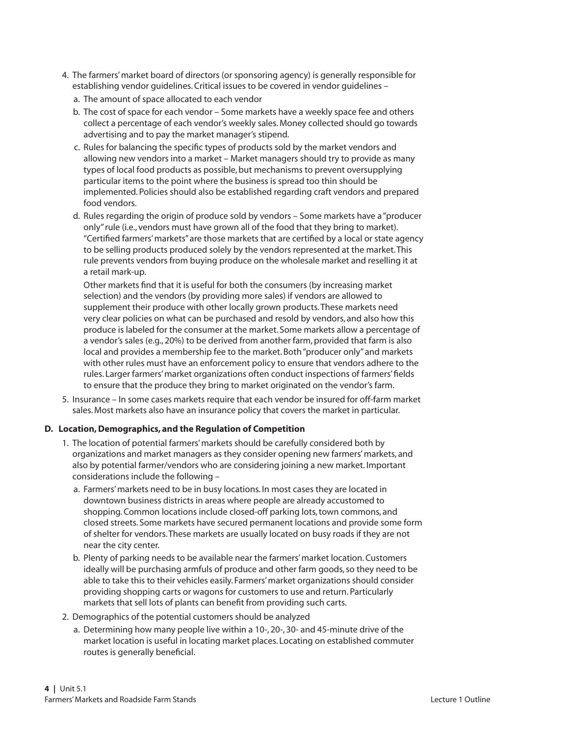4. The farmers' market board of directors (or sponsoring agency) is generally responsible for establishing vendor guidelines. Critical issues to be covered in vendor guidelines –
   a. The amount of space allocated to each vendor
   b. The cost of space for each vendor – Some markets have a weekly space fee and others collect a percentage of each vendor's weekly sales. Money collected should go towards advertising and to pay the market manager's stipend.
   c. Rules for balancing the specific types of products sold by the market vendors and allowing new vendors into a market – Market managers should try to provide as many types of local food products as possible, but mechanisms to prevent oversupplying particular items to the point where the business is spread too thin should be implemented. Policies should also be established regarding craft vendors and prepared food vendors.
   d. Rules regarding the origin of produce sold by vendors – Some markets have a "producer only" rule (i.e., vendors must have grown all of the food that they bring to market). "Certified farmers' markets" are those markets that are certified by a local or state agency to be selling products produced solely by the vendors represented at the market. This rule prevents vendors from buying produce on the wholesale market and reselling it at a retail mark-up.

      Other markets find that it is useful for both the consumers (by increasing market selection) and the vendors (by providing more sales) if vendors are allowed to supplement their produce with other locally grown products. These markets need very clear policies on what can be purchased and resold by vendors, and also how this produce is labeled for the consumer at the market. Some markets allow a percentage of a vendor's sales (e.g., 20%) to be derived from another farm, provided that farm is also local and provides a membership fee to the market. Both "producer only" and markets with other rules must have an enforcement policy to ensure that vendors adhere to the rules. Larger farmers' market organizations often conduct inspections of farmers' fields to ensure that the produce they bring to market originated on the vendor's farm.
5. Insurance – In some cases markets require that each vendor be insured for off-farm market sales. Most markets also have an insurance policy that covers the market in particular.

**D. Location, Demographics, and the Regulation of Competition**

1. The location of potential farmers' markets should be carefully considered both by organizations and market managers as they consider opening new farmers' markets, and also by potential farmer/vendors who are considering joining a new market. Important considerations include the following –
   a. Farmers' markets need to be in busy locations. In most cases they are located in downtown business districts in areas where people are already accustomed to shopping. Common locations include closed-off parking lots, town commons, and closed streets. Some markets have secured permanent locations and provide some form of shelter for vendors. These markets are usually located on busy roads if they are not near the city center.
   b. Plenty of parking needs to be available near the farmers' market location. Customers ideally will be purchasing armfuls of produce and other farm goods, so they need to be able to take this to their vehicles easily. Farmers' market organizations should consider providing shopping carts or wagons for customers to use and return. Particularly markets that sell lots of plants can benefit from providing such carts.
2. Demographics of the potential customers should be analyzed
   a. Determining how many people live within a 10-, 20-, 30- and 45-minute drive of the market location is useful in locating market places. Locating on established commuter routes is generally beneficial.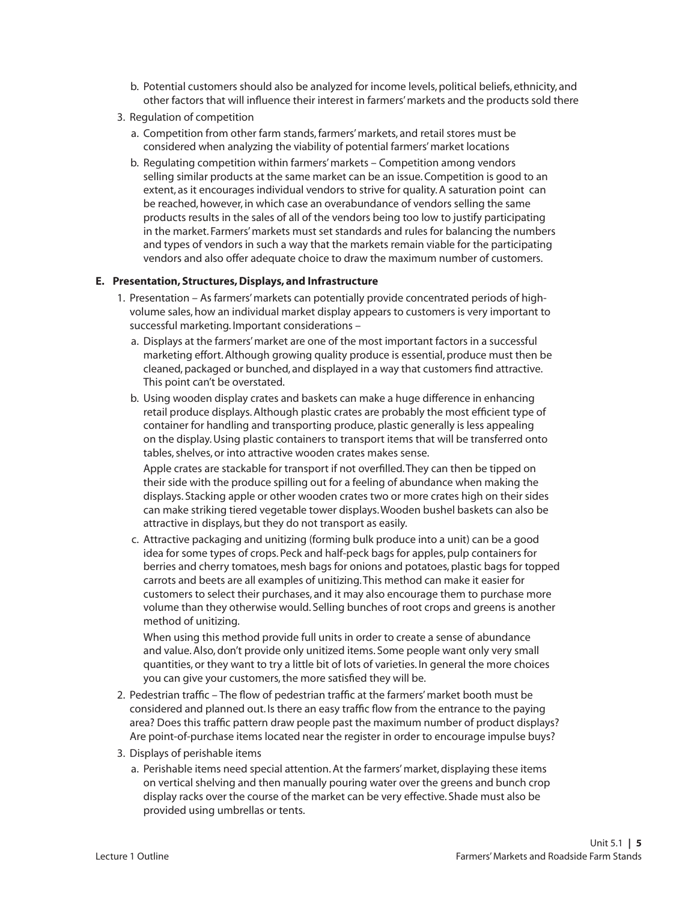b. Potential customers should also be analyzed for income levels, political beliefs, ethnicity, and other factors that will influence their interest in farmers' markets and the products sold there

3. Regulation of competition

   a. Competition from other farm stands, farmers' markets, and retail stores must be considered when analyzing the viability of potential farmers' market locations

   b. Regulating competition within farmers' markets – Competition among vendors selling similar products at the same market can be an issue. Competition is good to an extent, as it encourages individual vendors to strive for quality. A saturation point can be reached, however, in which case an overabundance of vendors selling the same products results in the sales of all of the vendors being too low to justify participating in the market. Farmers' markets must set standards and rules for balancing the numbers and types of vendors in such a way that the markets remain viable for the participating vendors and also offer adequate choice to draw the maximum number of customers.

### E. Presentation, Structures, Displays, and Infrastructure

1. Presentation – As farmers' markets can potentially provide concentrated periods of high-volume sales, how an individual market display appears to customers is very important to successful marketing. Important considerations –

   a. Displays at the farmers' market are one of the most important factors in a successful marketing effort. Although growing quality produce is essential, produce must then be cleaned, packaged or bunched, and displayed in a way that customers find attractive. This point can't be overstated.

   b. Using wooden display crates and baskets can make a huge difference in enhancing retail produce displays. Although plastic crates are probably the most efficient type of container for handling and transporting produce, plastic generally is less appealing on the display. Using plastic containers to transport items that will be transferred onto tables, shelves, or into attractive wooden crates makes sense.

      Apple crates are stackable for transport if not overfilled. They can then be tipped on their side with the produce spilling out for a feeling of abundance when making the displays. Stacking apple or other wooden crates two or more crates high on their sides can make striking tiered vegetable tower displays. Wooden bushel baskets can also be attractive in displays, but they do not transport as easily.

   c. Attractive packaging and unitizing (forming bulk produce into a unit) can be a good idea for some types of crops. Peck and half-peck bags for apples, pulp containers for berries and cherry tomatoes, mesh bags for onions and potatoes, plastic bags for topped carrots and beets are all examples of unitizing. This method can make it easier for customers to select their purchases, and it may also encourage them to purchase more volume than they otherwise would. Selling bunches of root crops and greens is another method of unitizing.

      When using this method provide full units in order to create a sense of abundance and value. Also, don't provide only unitized items. Some people want only very small quantities, or they want to try a little bit of lots of varieties. In general the more choices you can give your customers, the more satisfied they will be.

2. Pedestrian traffic – The flow of pedestrian traffic at the farmers' market booth must be considered and planned out. Is there an easy traffic flow from the entrance to the paying area? Does this traffic pattern draw people past the maximum number of product displays? Are point-of-purchase items located near the register in order to encourage impulse buys?

3. Displays of perishable items

   a. Perishable items need special attention. At the farmers' market, displaying these items on vertical shelving and then manually pouring water over the greens and bunch crop display racks over the course of the market can be very effective. Shade must also be provided using umbrellas or tents.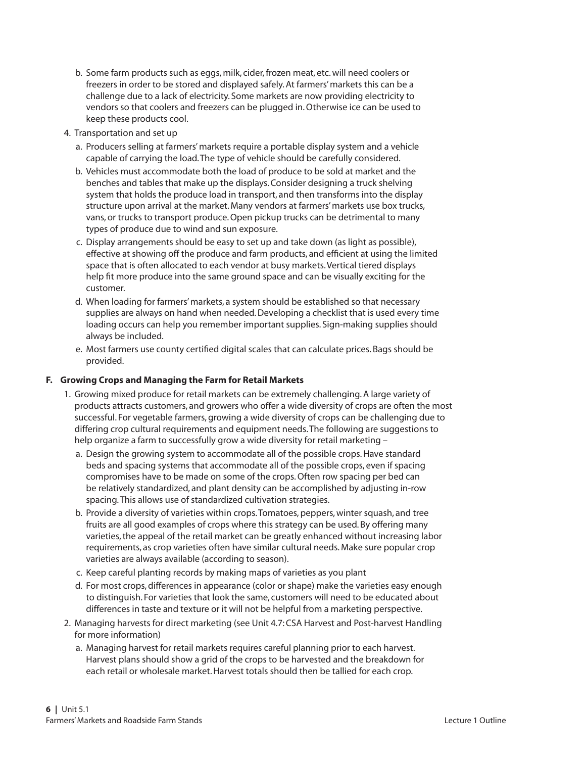b. Some farm products such as eggs, milk, cider, frozen meat, etc. will need coolers or freezers in order to be stored and displayed safely. At farmers' markets this can be a challenge due to a lack of electricity. Some markets are now providing electricity to vendors so that coolers and freezers can be plugged in. Otherwise ice can be used to keep these products cool.

4. Transportation and set up

   a. Producers selling at farmers' markets require a portable display system and a vehicle capable of carrying the load. The type of vehicle should be carefully considered.

   b. Vehicles must accommodate both the load of produce to be sold at market and the benches and tables that make up the displays. Consider designing a truck shelving system that holds the produce load in transport, and then transforms into the display structure upon arrival at the market. Many vendors at farmers' markets use box trucks, vans, or trucks to transport produce. Open pickup trucks can be detrimental to many types of produce due to wind and sun exposure.

   c. Display arrangements should be easy to set up and take down (as light as possible), effective at showing off the produce and farm products, and efficient at using the limited space that is often allocated to each vendor at busy markets. Vertical tiered displays help fit more produce into the same ground space and can be visually exciting for the customer.

   d. When loading for farmers' markets, a system should be established so that necessary supplies are always on hand when needed. Developing a checklist that is used every time loading occurs can help you remember important supplies. Sign-making supplies should always be included.

   e. Most farmers use county certified digital scales that can calculate prices. Bags should be provided.

### F. Growing Crops and Managing the Farm for Retail Markets

1. Growing mixed produce for retail markets can be extremely challenging. A large variety of products attracts customers, and growers who offer a wide diversity of crops are often the most successful. For vegetable farmers, growing a wide diversity of crops can be challenging due to differing crop cultural requirements and equipment needs. The following are suggestions to help organize a farm to successfully grow a wide diversity for retail marketing –

   a. Design the growing system to accommodate all of the possible crops. Have standard beds and spacing systems that accommodate all of the possible crops, even if spacing compromises have to be made on some of the crops. Often row spacing per bed can be relatively standardized, and plant density can be accomplished by adjusting in-row spacing. This allows use of standardized cultivation strategies.

   b. Provide a diversity of varieties within crops. Tomatoes, peppers, winter squash, and tree fruits are all good examples of crops where this strategy can be used. By offering many varieties, the appeal of the retail market can be greatly enhanced without increasing labor requirements, as crop varieties often have similar cultural needs. Make sure popular crop varieties are always available (according to season).

   c. Keep careful planting records by making maps of varieties as you plant

   d. For most crops, differences in appearance (color or shape) make the varieties easy enough to distinguish. For varieties that look the same, customers will need to be educated about differences in taste and texture or it will not be helpful from a marketing perspective.

2. Managing harvests for direct marketing (see Unit 4.7: CSA Harvest and Post-harvest Handling for more information)

   a. Managing harvest for retail markets requires careful planning prior to each harvest. Harvest plans should show a grid of the crops to be harvested and the breakdown for each retail or wholesale market. Harvest totals should then be tallied for each crop.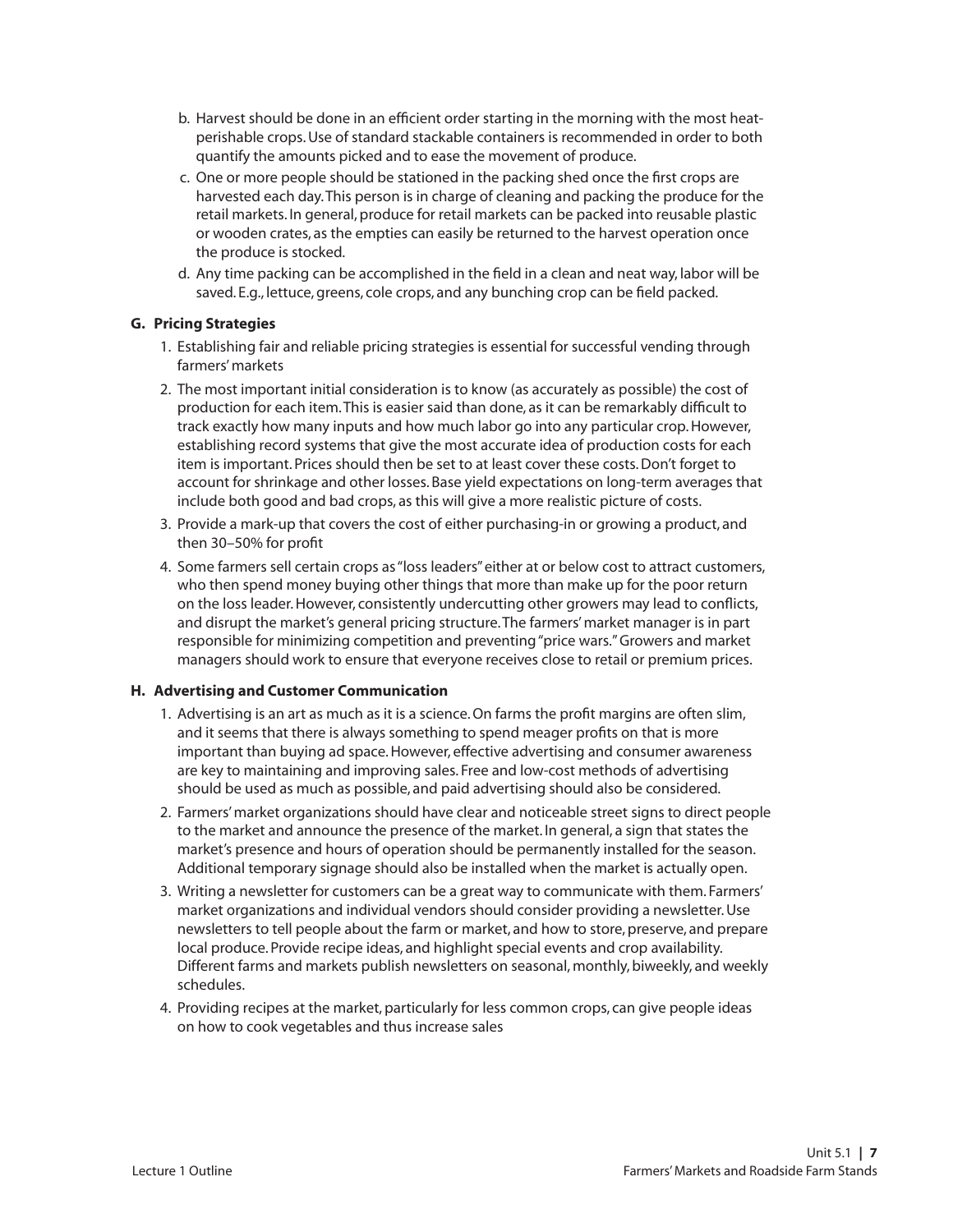b. Harvest should be done in an efficient order starting in the morning with the most heat-perishable crops. Use of standard stackable containers is recommended in order to both quantify the amounts picked and to ease the movement of produce.

c. One or more people should be stationed in the packing shed once the first crops are harvested each day. This person is in charge of cleaning and packing the produce for the retail markets. In general, produce for retail markets can be packed into reusable plastic or wooden crates, as the empties can easily be returned to the harvest operation once the produce is stocked.

d. Any time packing can be accomplished in the field in a clean and neat way, labor will be saved. E.g., lettuce, greens, cole crops, and any bunching crop can be field packed.

**G. Pricing Strategies**

1. Establishing fair and reliable pricing strategies is essential for successful vending through farmers' markets
2. The most important initial consideration is to know (as accurately as possible) the cost of production for each item. This is easier said than done, as it can be remarkably difficult to track exactly how many inputs and how much labor go into any particular crop. However, establishing record systems that give the most accurate idea of production costs for each item is important. Prices should then be set to at least cover these costs. Don't forget to account for shrinkage and other losses. Base yield expectations on long-term averages that include both good and bad crops, as this will give a more realistic picture of costs.
3. Provide a mark-up that covers the cost of either purchasing-in or growing a product, and then 30–50% for profit
4. Some farmers sell certain crops as "loss leaders" either at or below cost to attract customers, who then spend money buying other things that more than make up for the poor return on the loss leader. However, consistently undercutting other growers may lead to conflicts, and disrupt the market's general pricing structure. The farmers' market manager is in part responsible for minimizing competition and preventing "price wars." Growers and market managers should work to ensure that everyone receives close to retail or premium prices.

**H. Advertising and Customer Communication**

1. Advertising is an art as much as it is a science. On farms the profit margins are often slim, and it seems that there is always something to spend meager profits on that is more important than buying ad space. However, effective advertising and consumer awareness are key to maintaining and improving sales. Free and low-cost methods of advertising should be used as much as possible, and paid advertising should also be considered.
2. Farmers' market organizations should have clear and noticeable street signs to direct people to the market and announce the presence of the market. In general, a sign that states the market's presence and hours of operation should be permanently installed for the season. Additional temporary signage should also be installed when the market is actually open.
3. Writing a newsletter for customers can be a great way to communicate with them. Farmers' market organizations and individual vendors should consider providing a newsletter. Use newsletters to tell people about the farm or market, and how to store, preserve, and prepare local produce. Provide recipe ideas, and highlight special events and crop availability. Different farms and markets publish newsletters on seasonal, monthly, biweekly, and weekly schedules.
4. Providing recipes at the market, particularly for less common crops, can give people ideas on how to cook vegetables and thus increase sales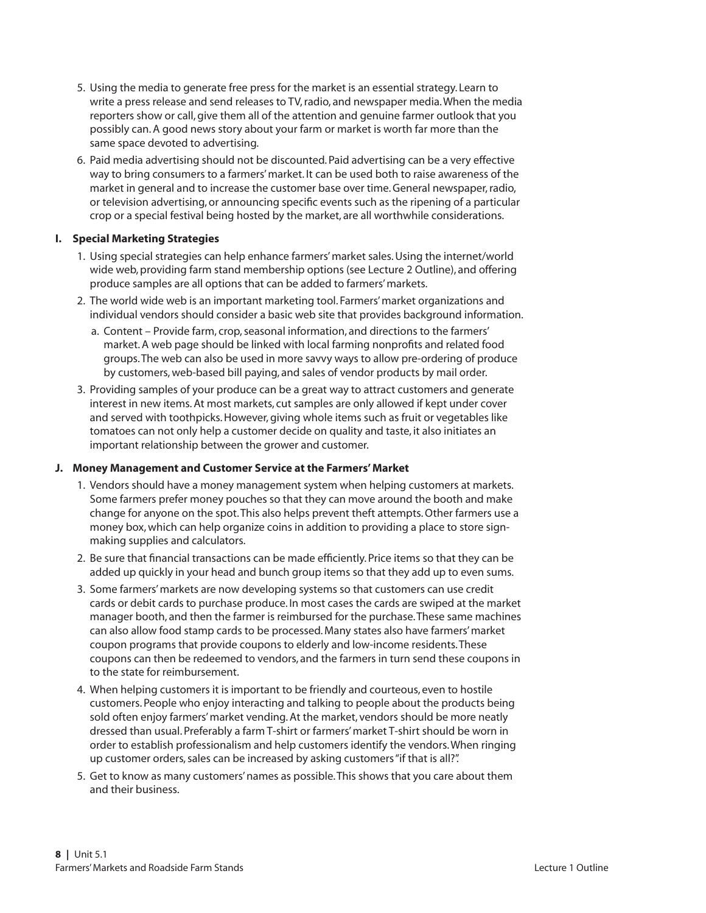5. Using the media to generate free press for the market is an essential strategy. Learn to write a press release and send releases to TV, radio, and newspaper media. When the media reporters show or call, give them all of the attention and genuine farmer outlook that you possibly can. A good news story about your farm or market is worth far more than the same space devoted to advertising.
6. Paid media advertising should not be discounted. Paid advertising can be a very effective way to bring consumers to a farmers' market. It can be used both to raise awareness of the market in general and to increase the customer base over time. General newspaper, radio, or television advertising, or announcing specific events such as the ripening of a particular crop or a special festival being hosted by the market, are all worthwhile considerations.

### I. Special Marketing Strategies

1. Using special strategies can help enhance farmers' market sales. Using the internet/world wide web, providing farm stand membership options (see Lecture 2 Outline), and offering produce samples are all options that can be added to farmers' markets.
2. The world wide web is an important marketing tool. Farmers' market organizations and individual vendors should consider a basic web site that provides background information.
   a. Content – Provide farm, crop, seasonal information, and directions to the farmers' market. A web page should be linked with local farming nonprofits and related food groups. The web can also be used in more savvy ways to allow pre-ordering of produce by customers, web-based bill paying, and sales of vendor products by mail order.
3. Providing samples of your produce can be a great way to attract customers and generate interest in new items. At most markets, cut samples are only allowed if kept under cover and served with toothpicks. However, giving whole items such as fruit or vegetables like tomatoes can not only help a customer decide on quality and taste, it also initiates an important relationship between the grower and customer.

### J. Money Management and Customer Service at the Farmers' Market

1. Vendors should have a money management system when helping customers at markets. Some farmers prefer money pouches so that they can move around the booth and make change for anyone on the spot. This also helps prevent theft attempts. Other farmers use a money box, which can help organize coins in addition to providing a place to store sign-making supplies and calculators.
2. Be sure that financial transactions can be made efficiently. Price items so that they can be added up quickly in your head and bunch group items so that they add up to even sums.
3. Some farmers' markets are now developing systems so that customers can use credit cards or debit cards to purchase produce. In most cases the cards are swiped at the market manager booth, and then the farmer is reimbursed for the purchase. These same machines can also allow food stamp cards to be processed. Many states also have farmers' market coupon programs that provide coupons to elderly and low-income residents. These coupons can then be redeemed to vendors, and the farmers in turn send these coupons in to the state for reimbursement.
4. When helping customers it is important to be friendly and courteous, even to hostile customers. People who enjoy interacting and talking to people about the products being sold often enjoy farmers' market vending. At the market, vendors should be more neatly dressed than usual. Preferably a farm T-shirt or farmers' market T-shirt should be worn in order to establish professionalism and help customers identify the vendors. When ringing up customer orders, sales can be increased by asking customers "if that is all?".
5. Get to know as many customers' names as possible. This shows that you care about them and their business.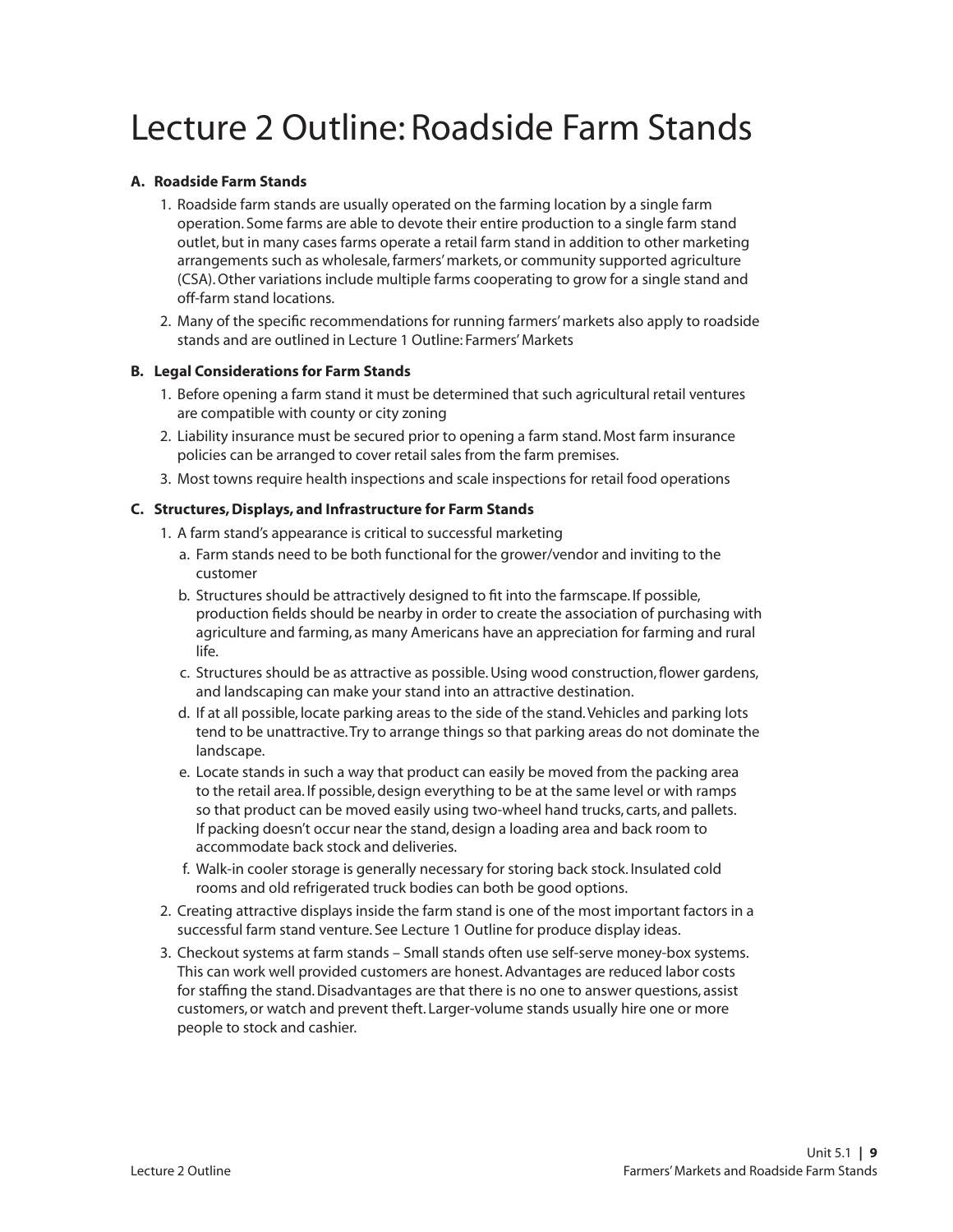# Lecture 2 Outline: Roadside Farm Stands

**A. Roadside Farm Stands**

1. Roadside farm stands are usually operated on the farming location by a single farm operation. Some farms are able to devote their entire production to a single farm stand outlet, but in many cases farms operate a retail farm stand in addition to other marketing arrangements such as wholesale, farmers' markets, or community supported agriculture (CSA). Other variations include multiple farms cooperating to grow for a single stand and off-farm stand locations.
2. Many of the specific recommendations for running farmers' markets also apply to roadside stands and are outlined in Lecture 1 Outline: Farmers' Markets

**B. Legal Considerations for Farm Stands**

1. Before opening a farm stand it must be determined that such agricultural retail ventures are compatible with county or city zoning
2. Liability insurance must be secured prior to opening a farm stand. Most farm insurance policies can be arranged to cover retail sales from the farm premises.
3. Most towns require health inspections and scale inspections for retail food operations

**C. Structures, Displays, and Infrastructure for Farm Stands**

1. A farm stand's appearance is critical to successful marketing
   a. Farm stands need to be both functional for the grower/vendor and inviting to the customer
   b. Structures should be attractively designed to fit into the farmscape. If possible, production fields should be nearby in order to create the association of purchasing with agriculture and farming, as many Americans have an appreciation for farming and rural life.
   c. Structures should be as attractive as possible. Using wood construction, flower gardens, and landscaping can make your stand into an attractive destination.
   d. If at all possible, locate parking areas to the side of the stand. Vehicles and parking lots tend to be unattractive. Try to arrange things so that parking areas do not dominate the landscape.
   e. Locate stands in such a way that product can easily be moved from the packing area to the retail area. If possible, design everything to be at the same level or with ramps so that product can be moved easily using two-wheel hand trucks, carts, and pallets. If packing doesn't occur near the stand, design a loading area and back room to accommodate back stock and deliveries.
   f. Walk-in cooler storage is generally necessary for storing back stock. Insulated cold rooms and old refrigerated truck bodies can both be good options.
2. Creating attractive displays inside the farm stand is one of the most important factors in a successful farm stand venture. See Lecture 1 Outline for produce display ideas.
3. Checkout systems at farm stands – Small stands often use self-serve money-box systems. This can work well provided customers are honest. Advantages are reduced labor costs for staffing the stand. Disadvantages are that there is no one to answer questions, assist customers, or watch and prevent theft. Larger-volume stands usually hire one or more people to stock and cashier.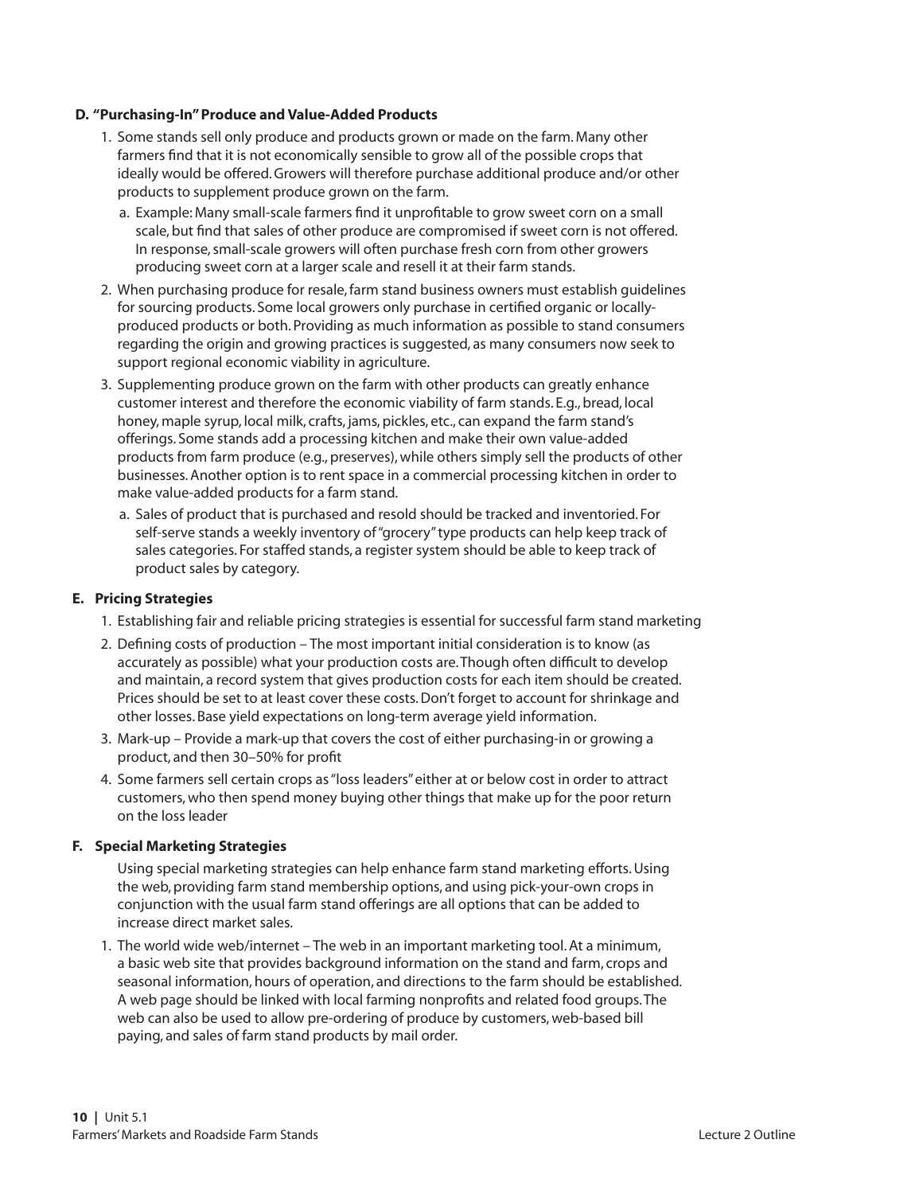### D. "Purchasing-In" Produce and Value-Added Products

1. Some stands sell only produce and products grown or made on the farm. Many other farmers find that it is not economically sensible to grow all of the possible crops that ideally would be offered. Growers will therefore purchase additional produce and/or other products to supplement produce grown on the farm.
   a. Example: Many small-scale farmers find it unprofitable to grow sweet corn on a small scale, but find that sales of other produce are compromised if sweet corn is not offered. In response, small-scale growers will often purchase fresh corn from other growers producing sweet corn at a larger scale and resell it at their farm stands.
2. When purchasing produce for resale, farm stand business owners must establish guidelines for sourcing products. Some local growers only purchase in certified organic or locally-produced products or both. Providing as much information as possible to stand consumers regarding the origin and growing practices is suggested, as many consumers now seek to support regional economic viability in agriculture.
3. Supplementing produce grown on the farm with other products can greatly enhance customer interest and therefore the economic viability of farm stands. E.g., bread, local honey, maple syrup, local milk, crafts, jams, pickles, etc., can expand the farm stand's offerings. Some stands add a processing kitchen and make their own value-added products from farm produce (e.g., preserves), while others simply sell the products of other businesses. Another option is to rent space in a commercial processing kitchen in order to make value-added products for a farm stand.
   a. Sales of product that is purchased and resold should be tracked and inventoried. For self-serve stands a weekly inventory of "grocery" type products can help keep track of sales categories. For staffed stands, a register system should be able to keep track of product sales by category.

### E. Pricing Strategies

1. Establishing fair and reliable pricing strategies is essential for successful farm stand marketing
2. Defining costs of production – The most important initial consideration is to know (as accurately as possible) what your production costs are. Though often difficult to develop and maintain, a record system that gives production costs for each item should be created. Prices should be set to at least cover these costs. Don't forget to account for shrinkage and other losses. Base yield expectations on long-term average yield information.
3. Mark-up – Provide a mark-up that covers the cost of either purchasing-in or growing a product, and then 30–50% for profit
4. Some farmers sell certain crops as "loss leaders" either at or below cost in order to attract customers, who then spend money buying other things that make up for the poor return on the loss leader

### F. Special Marketing Strategies

Using special marketing strategies can help enhance farm stand marketing efforts. Using the web, providing farm stand membership options, and using pick-your-own crops in conjunction with the usual farm stand offerings are all options that can be added to increase direct market sales.

1. The world wide web/internet – The web in an important marketing tool. At a minimum, a basic web site that provides background information on the stand and farm, crops and seasonal information, hours of operation, and directions to the farm should be established. A web page should be linked with local farming nonprofits and related food groups. The web can also be used to allow pre-ordering of produce by customers, web-based bill paying, and sales of farm stand products by mail order.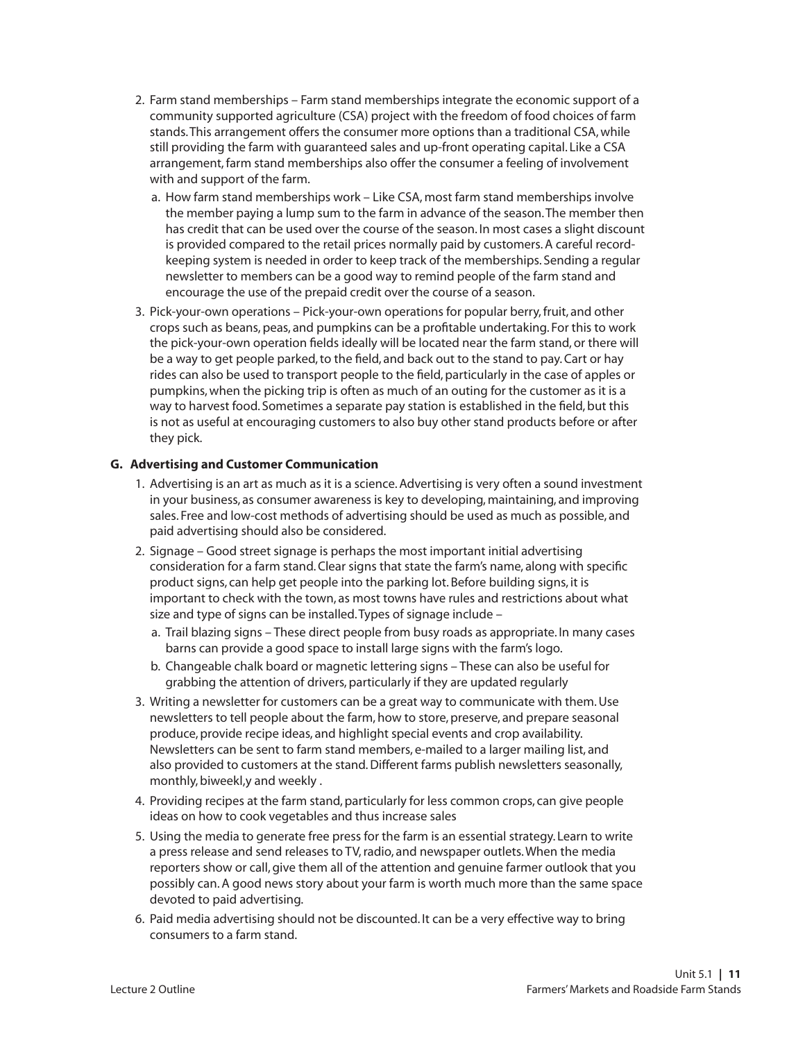2. Farm stand memberships – Farm stand memberships integrate the economic support of a community supported agriculture (CSA) project with the freedom of food choices of farm stands. This arrangement offers the consumer more options than a traditional CSA, while still providing the farm with guaranteed sales and up-front operating capital. Like a CSA arrangement, farm stand memberships also offer the consumer a feeling of involvement with and support of the farm.
   a. How farm stand memberships work – Like CSA, most farm stand memberships involve the member paying a lump sum to the farm in advance of the season. The member then has credit that can be used over the course of the season. In most cases a slight discount is provided compared to the retail prices normally paid by customers. A careful record-keeping system is needed in order to keep track of the memberships. Sending a regular newsletter to members can be a good way to remind people of the farm stand and encourage the use of the prepaid credit over the course of a season.
3. Pick-your-own operations – Pick-your-own operations for popular berry, fruit, and other crops such as beans, peas, and pumpkins can be a profitable undertaking. For this to work the pick-your-own operation fields ideally will be located near the farm stand, or there will be a way to get people parked, to the field, and back out to the stand to pay. Cart or hay rides can also be used to transport people to the field, particularly in the case of apples or pumpkins, when the picking trip is often as much of an outing for the customer as it is a way to harvest food. Sometimes a separate pay station is established in the field, but this is not as useful at encouraging customers to also buy other stand products before or after they pick.

**G. Advertising and Customer Communication**

1. Advertising is an art as much as it is a science. Advertising is very often a sound investment in your business, as consumer awareness is key to developing, maintaining, and improving sales. Free and low-cost methods of advertising should be used as much as possible, and paid advertising should also be considered.
2. Signage – Good street signage is perhaps the most important initial advertising consideration for a farm stand. Clear signs that state the farm's name, along with specific product signs, can help get people into the parking lot. Before building signs, it is important to check with the town, as most towns have rules and restrictions about what size and type of signs can be installed. Types of signage include –
   a. Trail blazing signs – These direct people from busy roads as appropriate. In many cases barns can provide a good space to install large signs with the farm's logo.
   b. Changeable chalk board or magnetic lettering signs – These can also be useful for grabbing the attention of drivers, particularly if they are updated regularly
3. Writing a newsletter for customers can be a great way to communicate with them. Use newsletters to tell people about the farm, how to store, preserve, and prepare seasonal produce, provide recipe ideas, and highlight special events and crop availability. Newsletters can be sent to farm stand members, e-mailed to a larger mailing list, and also provided to customers at the stand. Different farms publish newsletters seasonally, monthly, biweekl,y and weekly .
4. Providing recipes at the farm stand, particularly for less common crops, can give people ideas on how to cook vegetables and thus increase sales
5. Using the media to generate free press for the farm is an essential strategy. Learn to write a press release and send releases to TV, radio, and newspaper outlets. When the media reporters show or call, give them all of the attention and genuine farmer outlook that you possibly can. A good news story about your farm is worth much more than the same space devoted to paid advertising.
6. Paid media advertising should not be discounted. It can be a very effective way to bring consumers to a farm stand.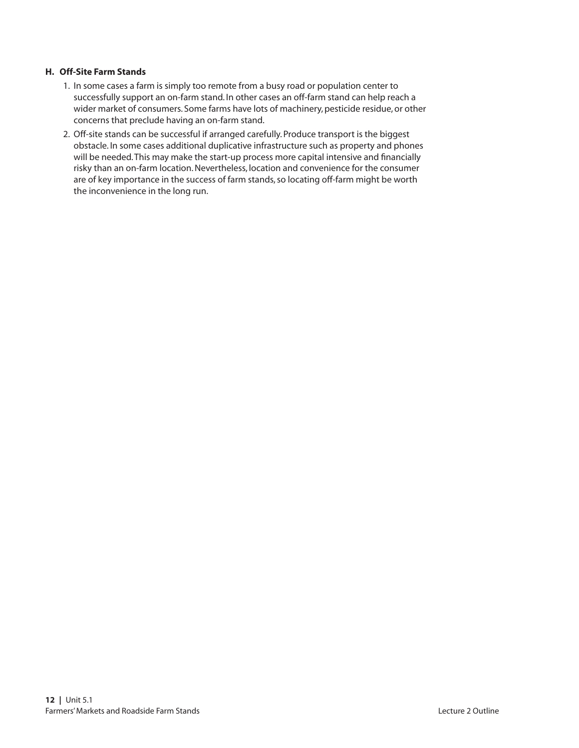### H. Off-Site Farm Stands

1. In some cases a farm is simply too remote from a busy road or population center to successfully support an on-farm stand. In other cases an off-farm stand can help reach a wider market of consumers. Some farms have lots of machinery, pesticide residue, or other concerns that preclude having an on-farm stand.
2. Off-site stands can be successful if arranged carefully. Produce transport is the biggest obstacle. In some cases additional duplicative infrastructure such as property and phones will be needed. This may make the start-up process more capital intensive and financially risky than an on-farm location. Nevertheless, location and convenience for the consumer are of key importance in the success of farm stands, so locating off-farm might be worth the inconvenience in the long run.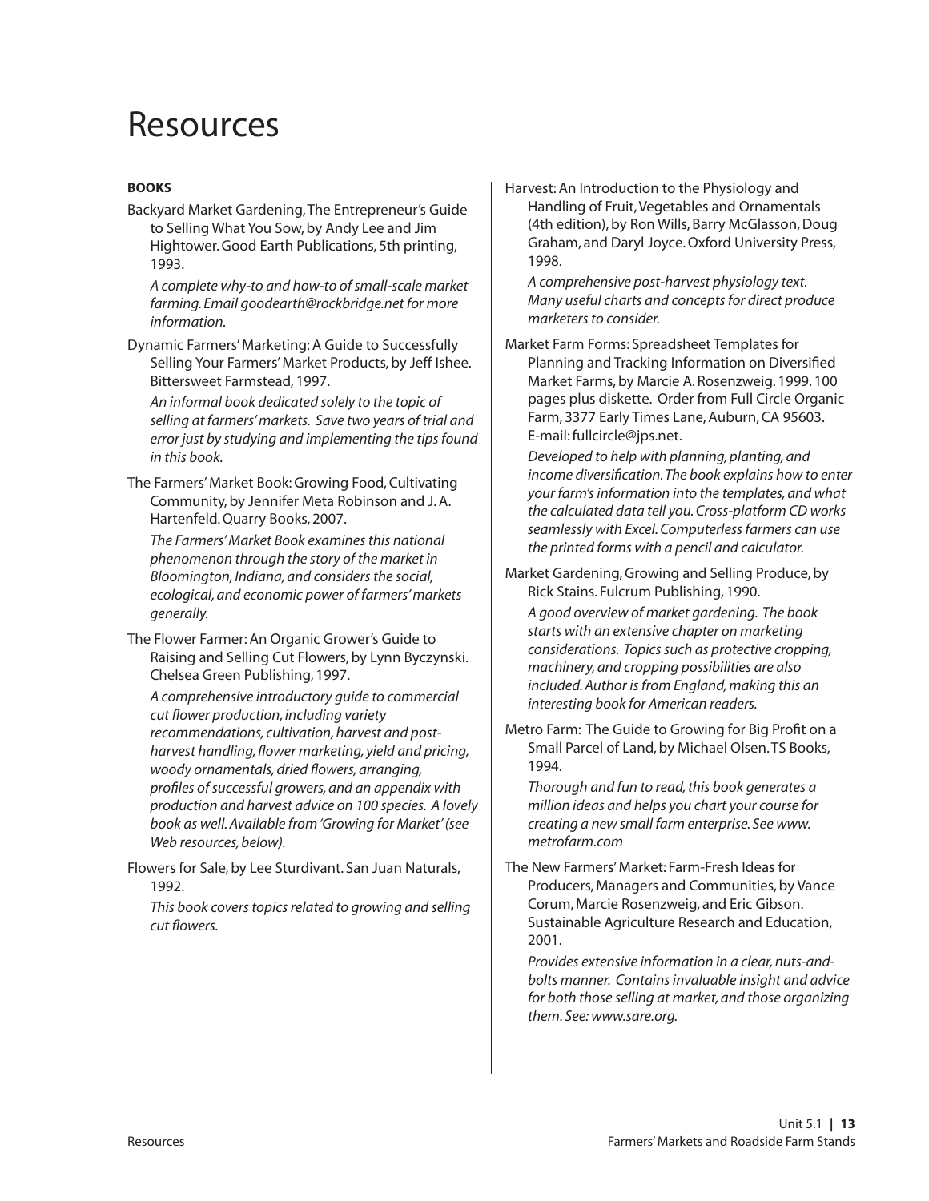# Resources

**BOOKS**

Backyard Market Gardening, The Entrepreneur's Guide to Selling What You Sow, by Andy Lee and Jim Hightower. Good Earth Publications, 5th printing, 1993.

*A complete why-to and how-to of small-scale market farming. Email goodearth@rockbridge.net for more information.*

Dynamic Farmers' Marketing: A Guide to Successfully Selling Your Farmers' Market Products, by Jeff Ishee. Bittersweet Farmstead, 1997.

*An informal book dedicated solely to the topic of selling at farmers' markets. Save two years of trial and error just by studying and implementing the tips found in this book.*

The Farmers' Market Book: Growing Food, Cultivating Community, by Jennifer Meta Robinson and J. A. Hartenfeld. Quarry Books, 2007.

*The Farmers' Market Book examines this national phenomenon through the story of the market in Bloomington, Indiana, and considers the social, ecological, and economic power of farmers' markets generally.*

The Flower Farmer: An Organic Grower's Guide to Raising and Selling Cut Flowers, by Lynn Byczynski. Chelsea Green Publishing, 1997.

*A comprehensive introductory guide to commercial cut flower production, including variety recommendations, cultivation, harvest and post-harvest handling, flower marketing, yield and pricing, woody ornamentals, dried flowers, arranging, profiles of successful growers, and an appendix with production and harvest advice on 100 species. A lovely book as well. Available from 'Growing for Market' (see Web resources, below).*

Flowers for Sale, by Lee Sturdivant. San Juan Naturals, 1992.

*This book covers topics related to growing and selling cut flowers.*

Harvest: An Introduction to the Physiology and Handling of Fruit, Vegetables and Ornamentals (4th edition), by Ron Wills, Barry McGlasson, Doug Graham, and Daryl Joyce. Oxford University Press, 1998.

*A comprehensive post-harvest physiology text. Many useful charts and concepts for direct produce marketers to consider.*

Market Farm Forms: Spreadsheet Templates for Planning and Tracking Information on Diversified Market Farms, by Marcie A. Rosenzweig. 1999. 100 pages plus diskette. Order from Full Circle Organic Farm, 3377 Early Times Lane, Auburn, CA 95603. E-mail: fullcircle@jps.net.

*Developed to help with planning, planting, and income diversification. The book explains how to enter your farm's information into the templates, and what the calculated data tell you. Cross-platform CD works seamlessly with Excel. Computerless farmers can use the printed forms with a pencil and calculator.*

Market Gardening, Growing and Selling Produce, by Rick Stains. Fulcrum Publishing, 1990.

*A good overview of market gardening. The book starts with an extensive chapter on marketing considerations. Topics such as protective cropping, machinery, and cropping possibilities are also included. Author is from England, making this an interesting book for American readers.*

Metro Farm: The Guide to Growing for Big Profit on a Small Parcel of Land, by Michael Olsen. TS Books, 1994.

*Thorough and fun to read, this book generates a million ideas and helps you chart your course for creating a new small farm enterprise. See www.metrofarm.com*

The New Farmers' Market: Farm-Fresh Ideas for Producers, Managers and Communities, by Vance Corum, Marcie Rosenzweig, and Eric Gibson. Sustainable Agriculture Research and Education, 2001.

*Provides extensive information in a clear, nuts-and-bolts manner. Contains invaluable insight and advice for both those selling at market, and those organizing them. See: www.sare.org.*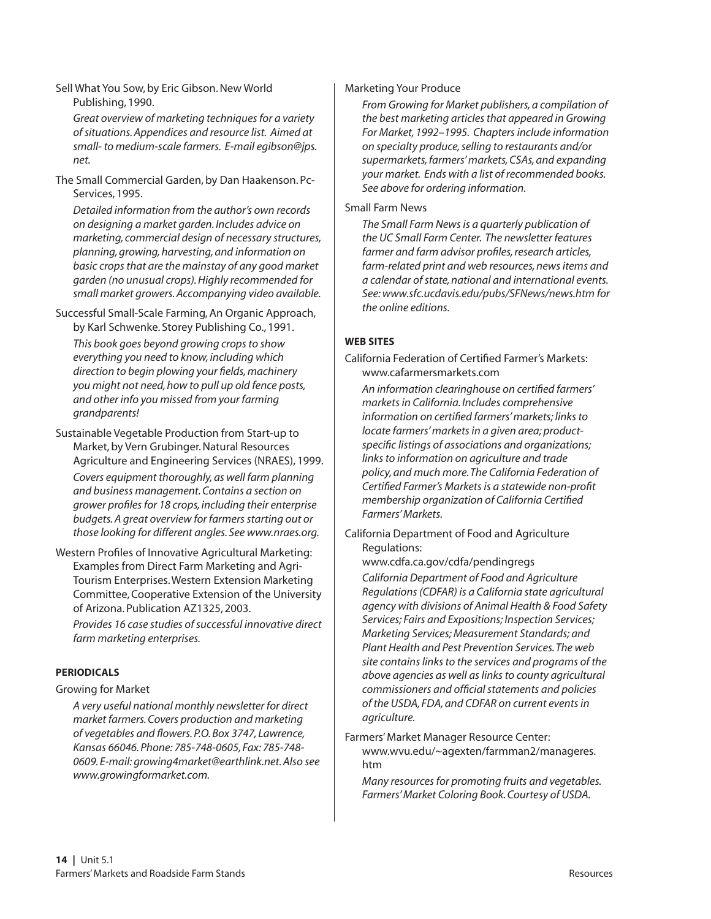Sell What You Sow, by Eric Gibson. New World Publishing, 1990.

*Great overview of marketing techniques for a variety of situations. Appendices and resource list. Aimed at small- to medium-scale farmers. E-mail egibson@jps.net.*

The Small Commercial Garden, by Dan Haakenson. Pc-Services, 1995.

*Detailed information from the author's own records on designing a market garden. Includes advice on marketing, commercial design of necessary structures, planning, growing, harvesting, and information on basic crops that are the mainstay of any good market garden (no unusual crops). Highly recommended for small market growers. Accompanying video available.*

Successful Small-Scale Farming, An Organic Approach, by Karl Schwenke. Storey Publishing Co., 1991.

*This book goes beyond growing crops to show everything you need to know, including which direction to begin plowing your fields, machinery you might not need, how to pull up old fence posts, and other info you missed from your farming grandparents!*

Sustainable Vegetable Production from Start-up to Market, by Vern Grubinger. Natural Resources Agriculture and Engineering Services (NRAES), 1999.

*Covers equipment thoroughly, as well farm planning and business management. Contains a section on grower profiles for 18 crops, including their enterprise budgets. A great overview for farmers starting out or those looking for different angles. See www.nraes.org.*

Western Profiles of Innovative Agricultural Marketing: Examples from Direct Farm Marketing and Agri-Tourism Enterprises. Western Extension Marketing Committee, Cooperative Extension of the University of Arizona. Publication AZ1325, 2003.

*Provides 16 case studies of successful innovative direct farm marketing enterprises.*

**PERIODICALS**

Growing for Market

*A very useful national monthly newsletter for direct market farmers. Covers production and marketing of vegetables and flowers. P.O. Box 3747, Lawrence, Kansas 66046. Phone: 785-748-0605, Fax: 785-748-0609. E-mail: growing4market@earthlink.net. Also see www.growingformarket.com.*

Marketing Your Produce

*From Growing for Market publishers, a compilation of the best marketing articles that appeared in Growing For Market, 1992–1995. Chapters include information on specialty produce, selling to restaurants and/or supermarkets, farmers' markets, CSAs, and expanding your market. Ends with a list of recommended books. See above for ordering information.*

Small Farm News

*The Small Farm News is a quarterly publication of the UC Small Farm Center. The newsletter features farmer and farm advisor profiles, research articles, farm-related print and web resources, news items and a calendar of state, national and international events. See: www.sfc.ucdavis.edu/pubs/SFNews/news.htm for the online editions.*

**WEB SITES**

California Federation of Certified Farmer's Markets: www.cafarmersmarkets.com

*An information clearinghouse on certified farmers' markets in California. Includes comprehensive information on certified farmers' markets; links to locate farmers' markets in a given area; product-specific listings of associations and organizations; links to information on agriculture and trade policy, and much more. The California Federation of Certified Farmer's Markets is a statewide non-profit membership organization of California Certified Farmers' Markets.*

California Department of Food and Agriculture Regulations: www.cdfa.ca.gov/cdfa/pendingregs

*California Department of Food and Agriculture Regulations (CDFAR) is a California state agricultural agency with divisions of Animal Health & Food Safety Services; Fairs and Expositions; Inspection Services; Marketing Services; Measurement Standards; and Plant Health and Pest Prevention Services. The web site contains links to the services and programs of the above agencies as well as links to county agricultural commissioners and official statements and policies of the USDA, FDA, and CDFAR on current events in agriculture.*

Farmers' Market Manager Resource Center: www.wvu.edu/~agexten/farmman2/manageres.htm

*Many resources for promoting fruits and vegetables. Farmers' Market Coloring Book. Courtesy of USDA.*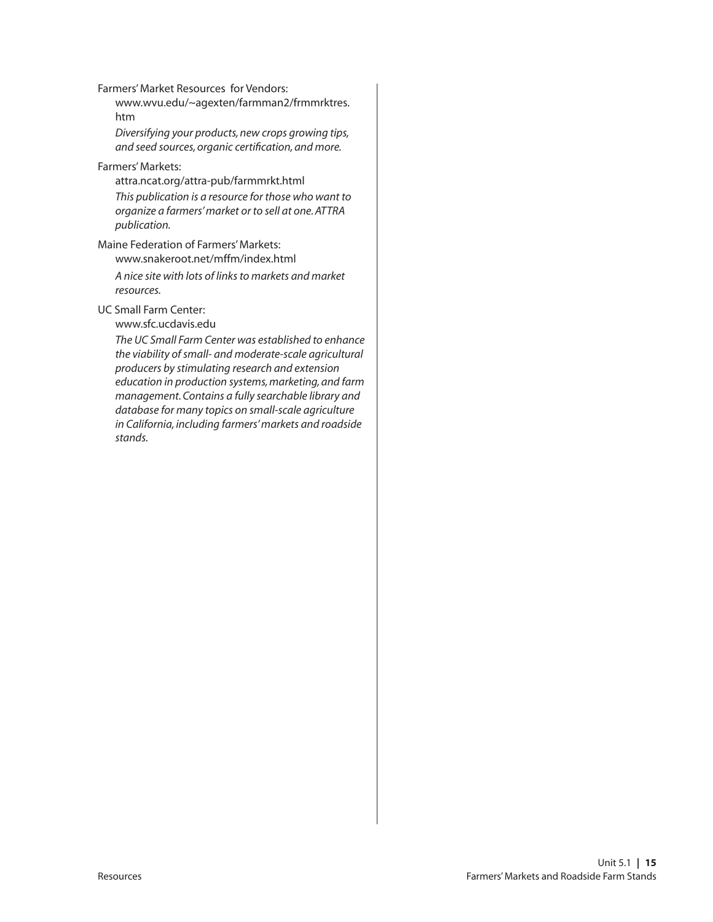Farmers' Market Resources for Vendors:

www.wvu.edu/~agexten/farmman2/frmmrktres.htm

*Diversifying your products, new crops growing tips, and seed sources, organic certification, and more.*

Farmers' Markets:

attra.ncat.org/attra-pub/farmmrkt.html

*This publication is a resource for those who want to organize a farmers' market or to sell at one. ATTRA publication.*

Maine Federation of Farmers' Markets:

www.snakeroot.net/mffm/index.html

*A nice site with lots of links to markets and market resources.*

UC Small Farm Center:

www.sfc.ucdavis.edu

*The UC Small Farm Center was established to enhance the viability of small- and moderate-scale agricultural producers by stimulating research and extension education in production systems, marketing, and farm management. Contains a fully searchable library and database for many topics on small-scale agriculture in California, including farmers' markets and roadside stands.*